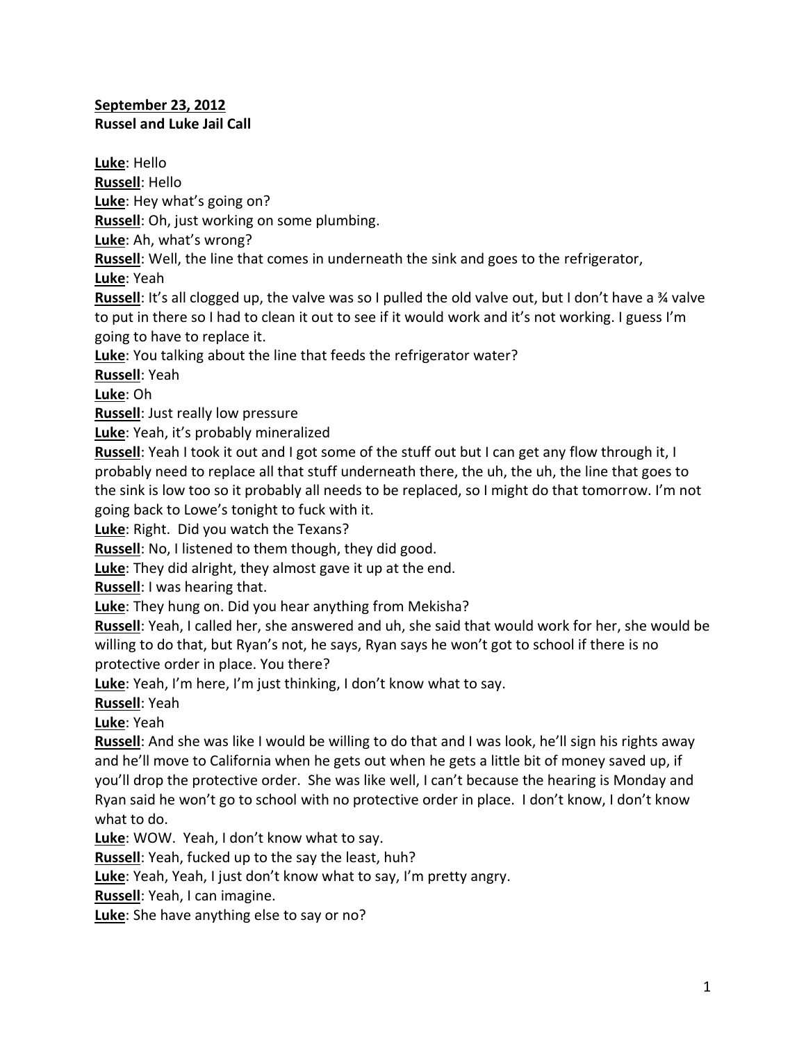**September 23, 2012**
**Russel and Luke Jail Call**

**Luke**: Hello
**Russell**: Hello
**Luke**: Hey what's going on?
**Russell**: Oh, just working on some plumbing.
**Luke**: Ah, what's wrong?
**Russell**: Well, the line that comes in underneath the sink and goes to the refrigerator,
**Luke**: Yeah
**Russell**: It's all clogged up, the valve was so I pulled the old valve out, but I don't have a ¾ valve to put in there so I had to clean it out to see if it would work and it's not working. I guess I'm going to have to replace it.
**Luke**: You talking about the line that feeds the refrigerator water?
**Russell**: Yeah
**Luke**: Oh
**Russell**: Just really low pressure
**Luke**: Yeah, it's probably mineralized
**Russell**: Yeah I took it out and I got some of the stuff out but I can get any flow through it, I probably need to replace all that stuff underneath there, the uh, the uh, the line that goes to the sink is low too so it probably all needs to be replaced, so I might do that tomorrow. I'm not going back to Lowe's tonight to fuck with it.
**Luke**: Right. Did you watch the Texans?
**Russell**: No, I listened to them though, they did good.
**Luke**: They did alright, they almost gave it up at the end.
**Russell**: I was hearing that.
**Luke**: They hung on. Did you hear anything from Mekisha?
**Russell**: Yeah, I called her, she answered and uh, she said that would work for her, she would be willing to do that, but Ryan's not, he says, Ryan says he won't got to school if there is no protective order in place. You there?
**Luke**: Yeah, I'm here, I'm just thinking, I don't know what to say.
**Russell**: Yeah
**Luke**: Yeah
**Russell**: And she was like I would be willing to do that and I was look, he'll sign his rights away and he'll move to California when he gets out when he gets a little bit of money saved up, if you'll drop the protective order. She was like well, I can't because the hearing is Monday and Ryan said he won't go to school with no protective order in place. I don't know, I don't know what to do.
**Luke**: WOW. Yeah, I don't know what to say.
**Russell**: Yeah, fucked up to the say the least, huh?
**Luke**: Yeah, Yeah, I just don't know what to say, I'm pretty angry.
**Russell**: Yeah, I can imagine.
**Luke**: She have anything else to say or no?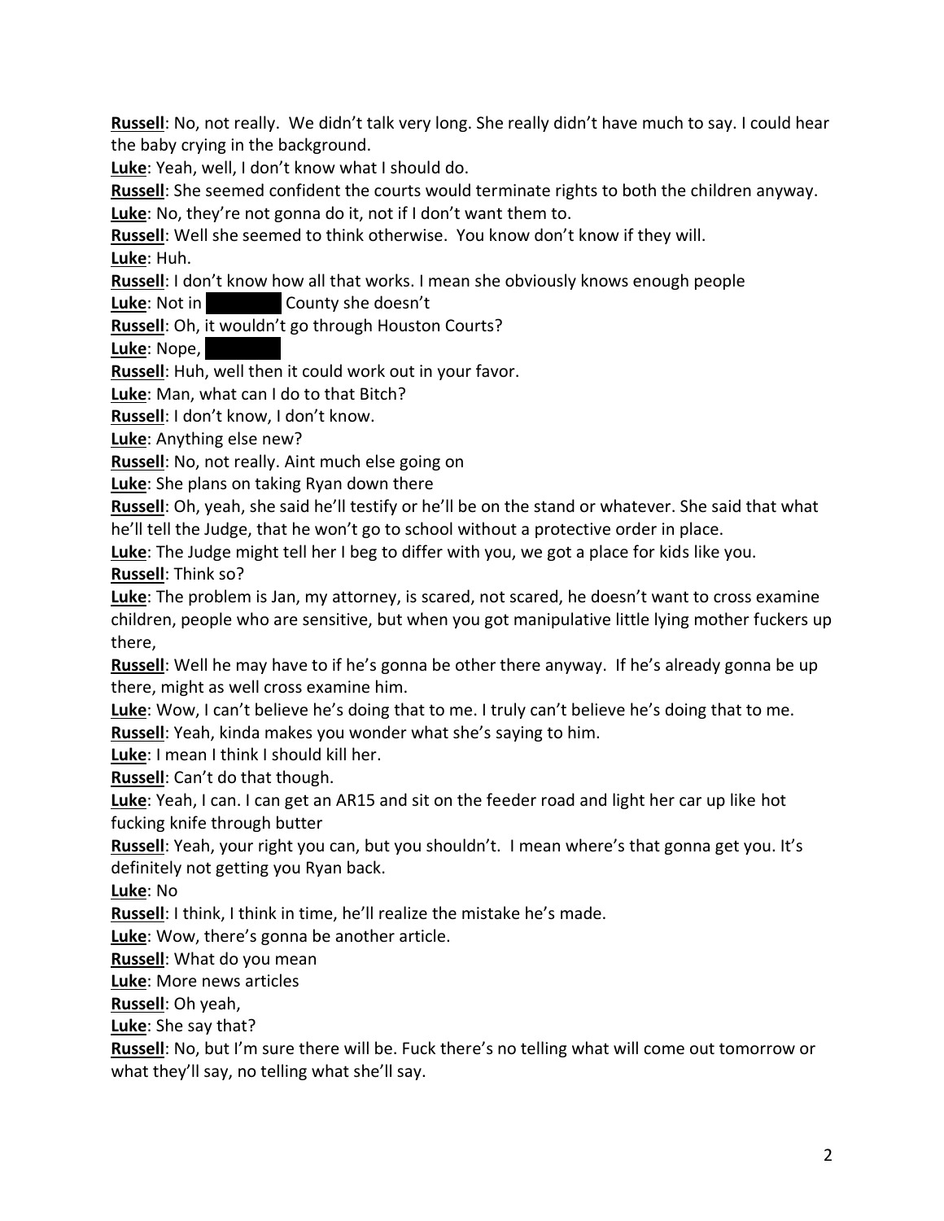**Russell**: No, not really. We didn't talk very long. She really didn't have much to say. I could hear the baby crying in the background.

**Luke**: Yeah, well, I don't know what I should do.

**Russell**: She seemed confident the courts would terminate rights to both the children anyway.

**Luke**: No, they're not gonna do it, not if I don't want them to.

**Russell**: Well she seemed to think otherwise. You know don't know if they will.

**Luke**: Huh.

**Russell**: I don't know how all that works. I mean she obviously knows enough people

**Luke**: Not in [REDACTED] County she doesn't

**Russell**: Oh, it wouldn't go through Houston Courts?

**Luke**: Nope, [REDACTED]

**Russell**: Huh, well then it could work out in your favor.

**Luke**: Man, what can I do to that Bitch?

**Russell**: I don't know, I don't know.

**Luke**: Anything else new?

**Russell**: No, not really. Aint much else going on

**Luke**: She plans on taking Ryan down there

**Russell**: Oh, yeah, she said he'll testify or he'll be on the stand or whatever. She said that what he'll tell the Judge, that he won't go to school without a protective order in place.

**Luke**: The Judge might tell her I beg to differ with you, we got a place for kids like you.

**Russell**: Think so?

**Luke**: The problem is Jan, my attorney, is scared, not scared, he doesn't want to cross examine children, people who are sensitive, but when you got manipulative little lying mother fuckers up there,

**Russell**: Well he may have to if he's gonna be other there anyway. If he's already gonna be up there, might as well cross examine him.

**Luke**: Wow, I can't believe he's doing that to me. I truly can't believe he's doing that to me.

**Russell**: Yeah, kinda makes you wonder what she's saying to him.

**Luke**: I mean I think I should kill her.

**Russell**: Can't do that though.

**Luke**: Yeah, I can. I can get an AR15 and sit on the feeder road and light her car up like hot fucking knife through butter

**Russell**: Yeah, your right you can, but you shouldn't. I mean where's that gonna get you. It's definitely not getting you Ryan back.

**Luke**: No

**Russell**: I think, I think in time, he'll realize the mistake he's made.

**Luke**: Wow, there's gonna be another article.

**Russell**: What do you mean

**Luke**: More news articles

**Russell**: Oh yeah,

**Luke**: She say that?

**Russell**: No, but I'm sure there will be. Fuck there's no telling what will come out tomorrow or what they'll say, no telling what she'll say.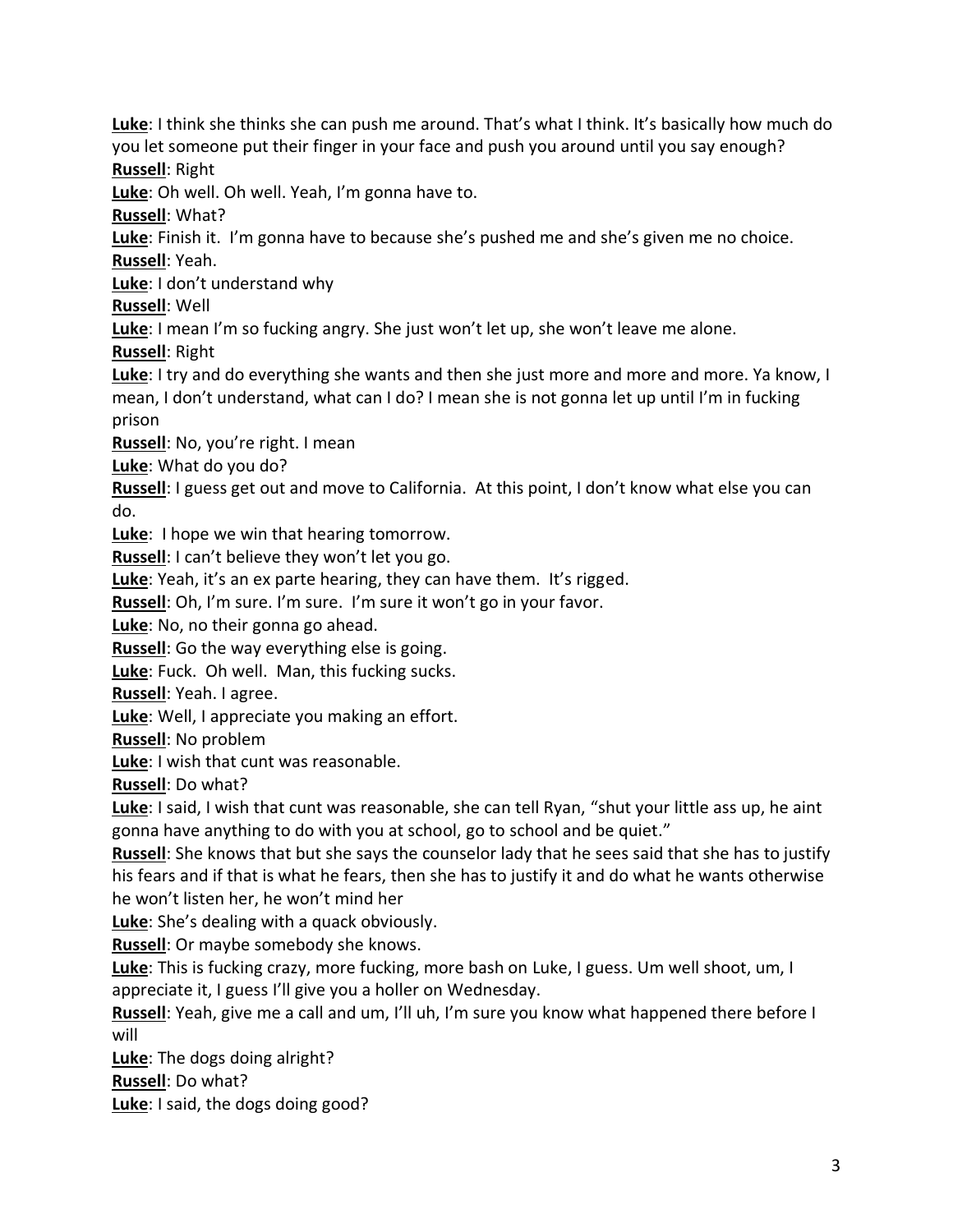**Luke**: I think she thinks she can push me around. That's what I think. It's basically how much do you let someone put their finger in your face and push you around until you say enough?
**Russell**: Right
**Luke**: Oh well. Oh well. Yeah, I'm gonna have to.
**Russell**: What?
**Luke**: Finish it. I'm gonna have to because she's pushed me and she's given me no choice.
**Russell**: Yeah.
**Luke**: I don't understand why
**Russell**: Well
**Luke**: I mean I'm so fucking angry. She just won't let up, she won't leave me alone.
**Russell**: Right
**Luke**: I try and do everything she wants and then she just more and more and more. Ya know, I mean, I don't understand, what can I do? I mean she is not gonna let up until I'm in fucking prison
**Russell**: No, you're right. I mean
**Luke**: What do you do?
**Russell**: I guess get out and move to California. At this point, I don't know what else you can do.
**Luke**: I hope we win that hearing tomorrow.
**Russell**: I can't believe they won't let you go.
**Luke**: Yeah, it's an ex parte hearing, they can have them. It's rigged.
**Russell**: Oh, I'm sure. I'm sure. I'm sure it won't go in your favor.
**Luke**: No, no their gonna go ahead.
**Russell**: Go the way everything else is going.
**Luke**: Fuck. Oh well. Man, this fucking sucks.
**Russell**: Yeah. I agree.
**Luke**: Well, I appreciate you making an effort.
**Russell**: No problem
**Luke**: I wish that cunt was reasonable.
**Russell**: Do what?
**Luke**: I said, I wish that cunt was reasonable, she can tell Ryan, "shut your little ass up, he aint gonna have anything to do with you at school, go to school and be quiet."
**Russell**: She knows that but she says the counselor lady that he sees said that she has to justify his fears and if that is what he fears, then she has to justify it and do what he wants otherwise he won't listen her, he won't mind her
**Luke**: She's dealing with a quack obviously.
**Russell**: Or maybe somebody she knows.
**Luke**: This is fucking crazy, more fucking, more bash on Luke, I guess. Um well shoot, um, I appreciate it, I guess I'll give you a holler on Wednesday.
**Russell**: Yeah, give me a call and um, I'll uh, I'm sure you know what happened there before I will
**Luke**: The dogs doing alright?
**Russell**: Do what?
**Luke**: I said, the dogs doing good?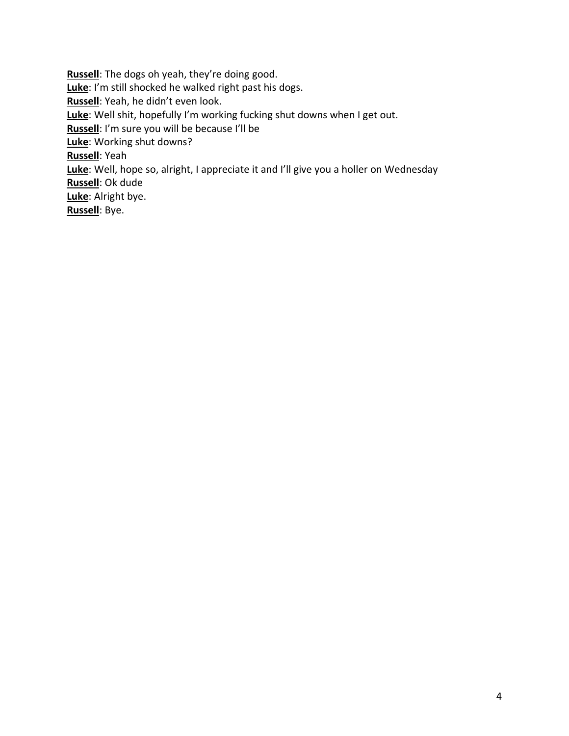**Russell**: The dogs oh yeah, they're doing good.
**Luke**: I'm still shocked he walked right past his dogs.
**Russell**: Yeah, he didn't even look.
**Luke**: Well shit, hopefully I'm working fucking shut downs when I get out.
**Russell**: I'm sure you will be because I'll be
**Luke**: Working shut downs?
**Russell**: Yeah
**Luke**: Well, hope so, alright, I appreciate it and I'll give you a holler on Wednesday
**Russell**: Ok dude
**Luke**: Alright bye.
**Russell**: Bye.